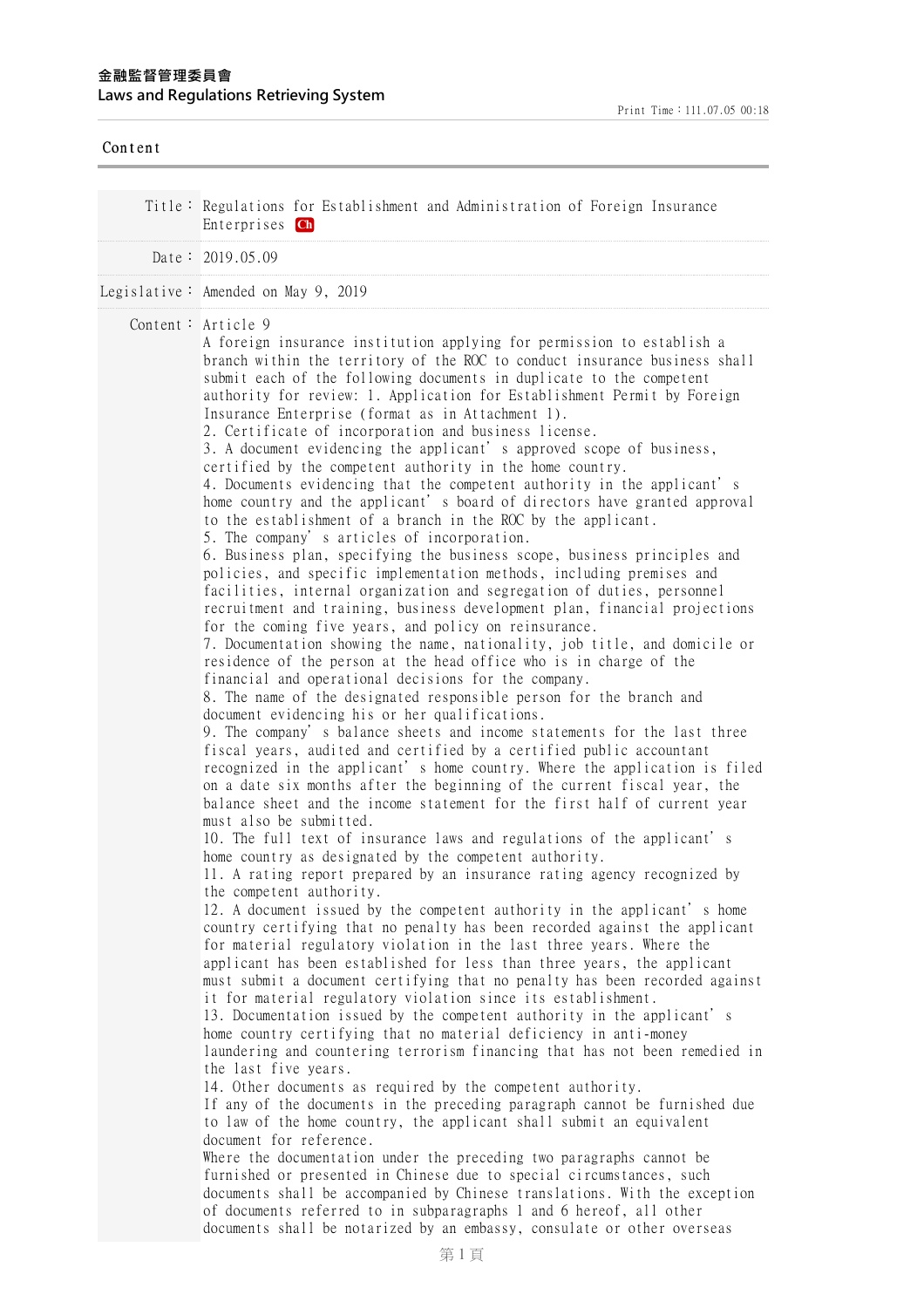**金融監督管理委員會**
**Laws and Regulations Retrieving System**

Print Time：111.07.05 00:18

Content

| | |
|---|---|
| Title： | Regulations for Establishment and Administration of Foreign Insurance Enterprises Ch |
| Date： | 2019.05.09 |
| Legislative： | Amended on May 9, 2019 |

Content： Article 9

A foreign insurance institution applying for permission to establish a branch within the territory of the ROC to conduct insurance business shall submit each of the following documents in duplicate to the competent authority for review: 1. Application for Establishment Permit by Foreign Insurance Enterprise (format as in Attachment 1).

2. Certificate of incorporation and business license.

3. A document evidencing the applicant's approved scope of business, certified by the competent authority in the home country.

4. Documents evidencing that the competent authority in the applicant's home country and the applicant's board of directors have granted approval to the establishment of a branch in the ROC by the applicant.

5. The company's articles of incorporation.

6. Business plan, specifying the business scope, business principles and policies, and specific implementation methods, including premises and facilities, internal organization and segregation of duties, personnel recruitment and training, business development plan, financial projections for the coming five years, and policy on reinsurance.

7. Documentation showing the name, nationality, job title, and domicile or residence of the person at the head office who is in charge of the financial and operational decisions for the company.

8. The name of the designated responsible person for the branch and document evidencing his or her qualifications.

9. The company's balance sheets and income statements for the last three fiscal years, audited and certified by a certified public accountant recognized in the applicant's home country. Where the application is filed on a date six months after the beginning of the current fiscal year, the balance sheet and the income statement for the first half of current year must also be submitted.

10. The full text of insurance laws and regulations of the applicant's home country as designated by the competent authority.

11. A rating report prepared by an insurance rating agency recognized by the competent authority.

12. A document issued by the competent authority in the applicant's home country certifying that no penalty has been recorded against the applicant for material regulatory violation in the last three years. Where the applicant has been established for less than three years, the applicant must submit a document certifying that no penalty has been recorded against it for material regulatory violation since its establishment.

13. Documentation issued by the competent authority in the applicant's home country certifying that no material deficiency in anti-money laundering and countering terrorism financing that has not been remedied in the last five years.

14. Other documents as required by the competent authority.

If any of the documents in the preceding paragraph cannot be furnished due to law of the home country, the applicant shall submit an equivalent document for reference.

Where the documentation under the preceding two paragraphs cannot be furnished or presented in Chinese due to special circumstances, such documents shall be accompanied by Chinese translations. With the exception of documents referred to in subparagraphs 1 and 6 hereof, all other documents shall be notarized by an embassy, consulate or other overseas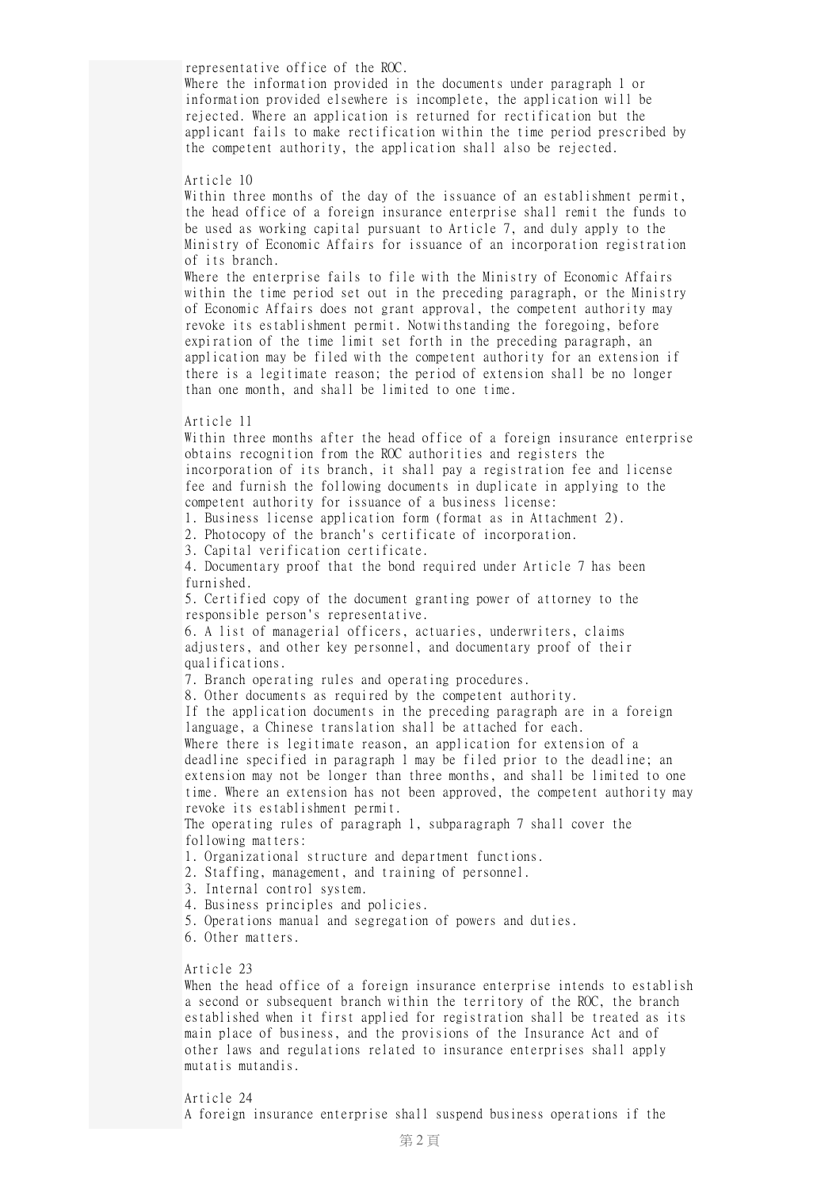representative office of the ROC.

Where the information provided in the documents under paragraph 1 or information provided elsewhere is incomplete, the application will be rejected. Where an application is returned for rectification but the applicant fails to make rectification within the time period prescribed by the competent authority, the application shall also be rejected.

Article 10

Within three months of the day of the issuance of an establishment permit, the head office of a foreign insurance enterprise shall remit the funds to be used as working capital pursuant to Article 7, and duly apply to the Ministry of Economic Affairs for issuance of an incorporation registration of its branch.

Where the enterprise fails to file with the Ministry of Economic Affairs within the time period set out in the preceding paragraph, or the Ministry of Economic Affairs does not grant approval, the competent authority may revoke its establishment permit. Notwithstanding the foregoing, before expiration of the time limit set forth in the preceding paragraph, an application may be filed with the competent authority for an extension if there is a legitimate reason; the period of extension shall be no longer than one month, and shall be limited to one time.

Article 11

Within three months after the head office of a foreign insurance enterprise obtains recognition from the ROC authorities and registers the incorporation of its branch, it shall pay a registration fee and license fee and furnish the following documents in duplicate in applying to the competent authority for issuance of a business license:

1. Business license application form (format as in Attachment 2).
2. Photocopy of the branch's certificate of incorporation.
3. Capital verification certificate.
4. Documentary proof that the bond required under Article 7 has been furnished.
5. Certified copy of the document granting power of attorney to the responsible person's representative.
6. A list of managerial officers, actuaries, underwriters, claims adjusters, and other key personnel, and documentary proof of their qualifications.
7. Branch operating rules and operating procedures.
8. Other documents as required by the competent authority.

If the application documents in the preceding paragraph are in a foreign language, a Chinese translation shall be attached for each.

Where there is legitimate reason, an application for extension of a deadline specified in paragraph 1 may be filed prior to the deadline; an extension may not be longer than three months, and shall be limited to one time. Where an extension has not been approved, the competent authority may revoke its establishment permit.

The operating rules of paragraph 1, subparagraph 7 shall cover the following matters:

1. Organizational structure and department functions.
2. Staffing, management, and training of personnel.
3. Internal control system.
4. Business principles and policies.
5. Operations manual and segregation of powers and duties.
6. Other matters.

Article 23

When the head office of a foreign insurance enterprise intends to establish a second or subsequent branch within the territory of the ROC, the branch established when it first applied for registration shall be treated as its main place of business, and the provisions of the Insurance Act and of other laws and regulations related to insurance enterprises shall apply mutatis mutandis.

Article 24

A foreign insurance enterprise shall suspend business operations if the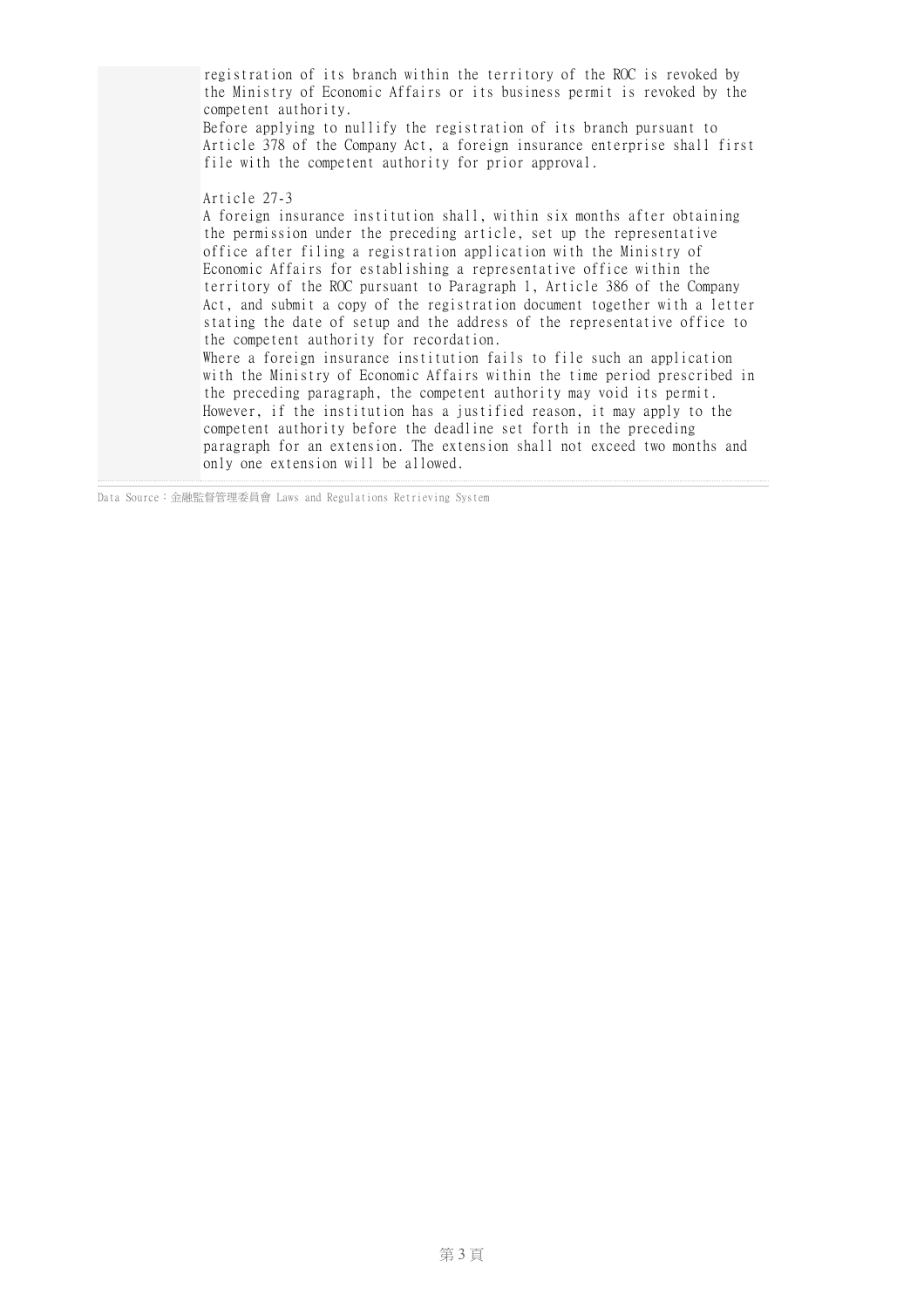registration of its branch within the territory of the ROC is revoked by the Ministry of Economic Affairs or its business permit is revoked by the competent authority.
Before applying to nullify the registration of its branch pursuant to Article 378 of the Company Act, a foreign insurance enterprise shall first file with the competent authority for prior approval.

Article 27-3
A foreign insurance institution shall, within six months after obtaining the permission under the preceding article, set up the representative office after filing a registration application with the Ministry of Economic Affairs for establishing a representative office within the territory of the ROC pursuant to Paragraph 1, Article 386 of the Company Act, and submit a copy of the registration document together with a letter stating the date of setup and the address of the representative office to the competent authority for recordation.
Where a foreign insurance institution fails to file such an application with the Ministry of Economic Affairs within the time period prescribed in the preceding paragraph, the competent authority may void its permit. However, if the institution has a justified reason, it may apply to the competent authority before the deadline set forth in the preceding paragraph for an extension. The extension shall not exceed two months and only one extension will be allowed.

Data Source：金融監督管理委員會 Laws and Regulations Retrieving System